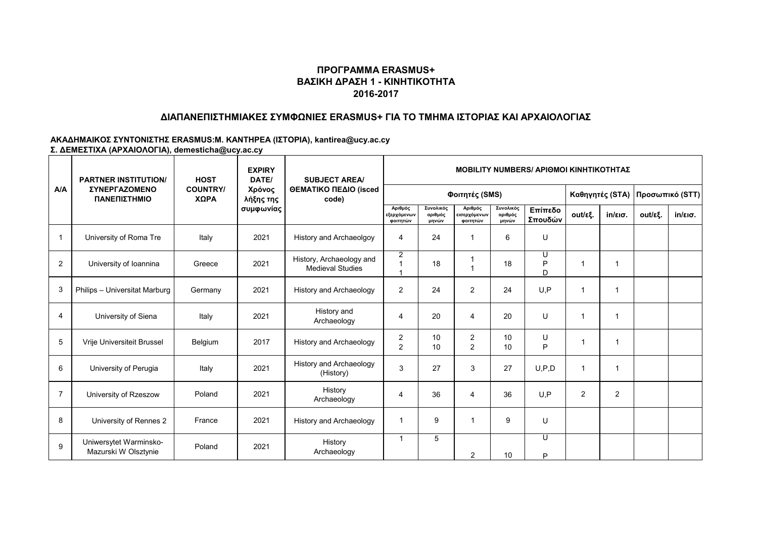# ΠΡΟΓΡΑΜΜΑ ERASMUS+
## ΒΑΣΙΚΗ ΔΡΑΣΗ 1 - ΚΙΝΗΤΙΚΟΤΗΤΑ
## 2016-2017

## ΔΙΑΠΑΝΕΠΙΣΤΗΜΙΑΚΕΣ ΣΥΜΦΩΝΙΕΣ ERASMUS+ ΓΙΑ ΤΟ ΤΜΗΜΑ ΙΣΤΟΡΙΑΣ ΚΑΙ ΑΡΧΑΙΟΛΟΓΙΑΣ

**ΑΚΑΔΗΜΑΙΚΟΣ ΣΥΝΤΟΝΙΣΤΗΣ ERASMUS:Μ. ΚΑΝΤΗΡΕΑ (ΙΣΤΟΡΙΑ), kantirea@ucy.ac.cy**
**Σ. ΔΕΜΕΣΤΙΧΑ (ΑΡΧΑΙΟΛΟΓΙΑ), demesticha@ucy.ac.cy**

| A/A | PARTNER INSTITUTION/ ΣΥΝΕΡΓΑΖΟΜΕΝΟ ΠΑΝΕΠΙΣΤΗΜΙΟ | HOST COUNTRY/ ΧΩΡΑ | EXPIRY DATE/ Χρόνος λήξης της συμφωνίας | SUBJECT AREA/ ΘΕΜΑΤΙΚΟ ΠΕΔΙΟ (isced code) | MOBILITY NUMBERS/ ΑΡΙΘΜΟΙ ΚΙΝΗΤΙΚΟΤΗΤΑΣ | | | | | | | | |
|---|---|---|---|---|---|---|---|---|---|---|---|---|---|
| | | | | | Φοιτητές (SMS) | | | | | Καθηγητές (STA) | | Προσωπικό (STT) | |
| | | | | | Αριθμός εξερχόμενων φοιτητών | Συνολικός αριθμός μηνών | Αριθμός εισερχόμενων φοιτητών | Συνολικός αριθμός μηνών | Επίπεδο Σπουδών | out/εξ. | in/εισ. | out/εξ. | in/εισ. |
| 1 | University of Roma Tre | Italy | 2021 | History and Archaeolgoy | 4 | 24 | 1 | 6 | U | | | | |
| 2 | University of Ioannina | Greece | 2021 | History, Archaeology and Medieval Studies | 2<br>1<br>1 | 18 | 1<br>1 | 18 | U<br>P<br>D | 1 | 1 | | |
| 3 | Philips – Universitat Marburg | Germany | 2021 | History and Archaeology | 2 | 24 | 2 | 24 | U,P | 1 | 1 | | |
| 4 | University of Siena | Italy | 2021 | History and Archaeology | 4 | 20 | 4 | 20 | U | 1 | 1 | | |
| 5 | Vrije Universiteit Brussel | Belgium | 2017 | History and Archaeology | 2<br>2 | 10<br>10 | 2<br>2 | 10<br>10 | U<br>P | 1 | 1 | | |
| 6 | University of Perugia | Italy | 2021 | History and Archaeology (History) | 3 | 27 | 3 | 27 | U,P,D | 1 | 1 | | |
| 7 | University of Rzeszow | Poland | 2021 | History<br>Archaeology | 4 | 36 | 4 | 36 | U,P | 2 | 2 | | |
| 8 | University of Rennes 2 | France | 2021 | History and Archaeology | 1 | 9 | 1 | 9 | U | | | | |
| 9 | Uniwersytet Warminsko-Mazurski W Olsztynie | Poland | 2021 | History<br>Archaeology | 1 | 5 | 2 | 10 | U<br>P | | | | |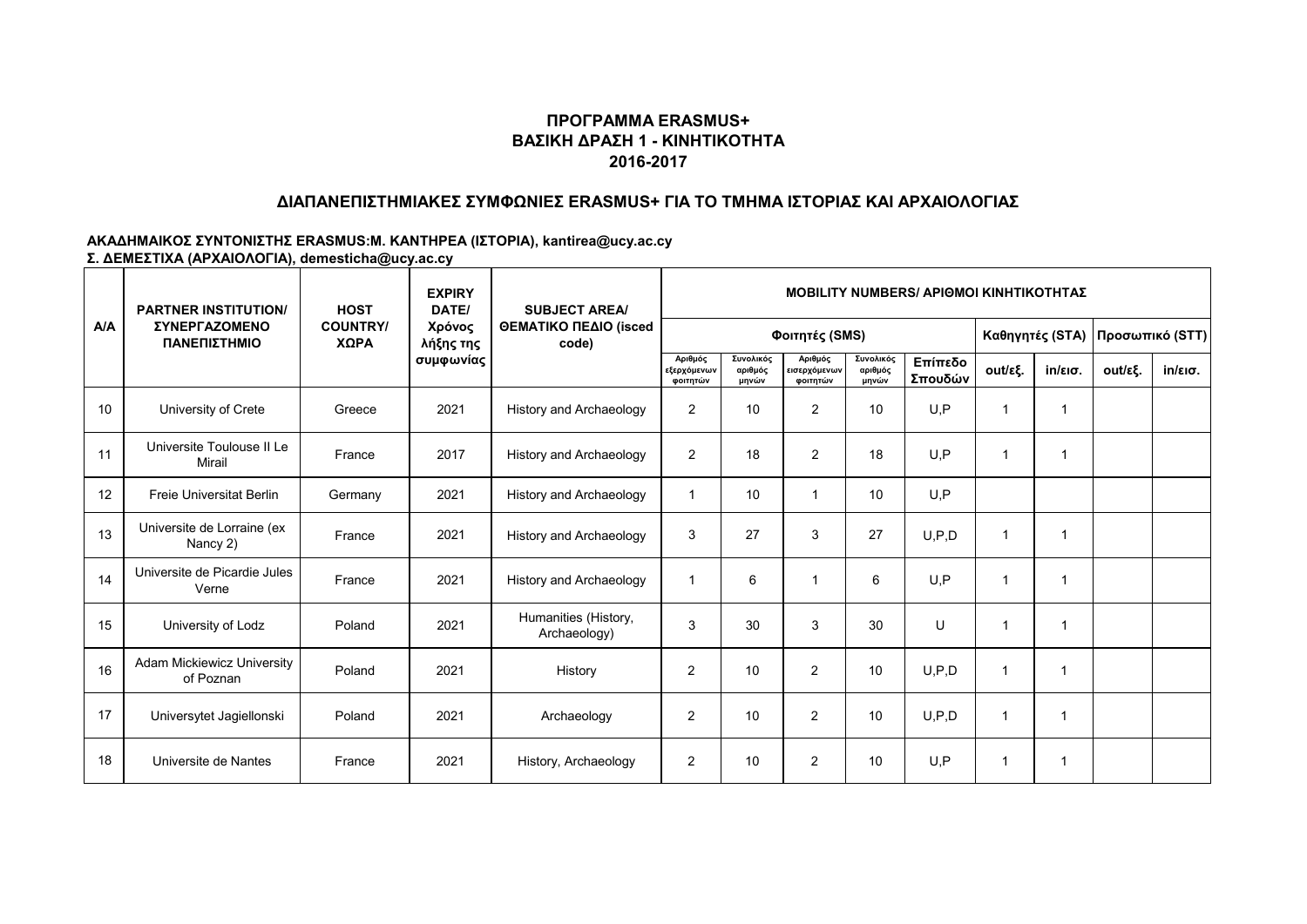## ΠΡΟΓΡΑΜΜΑ ERASMUS+
## ΒΑΣΙΚΗ ΔΡΑΣΗ 1 - ΚΙΝΗΤΙΚΟΤΗΤΑ
## 2016-2017

### ΔΙΑΠΑΝΕΠΙΣΤΗΜΙΑΚΕΣ ΣΥΜΦΩΝΙΕΣ ERASMUS+ ΓΙΑ ΤΟ ΤΜΗΜΑ ΙΣΤΟΡΙΑΣ ΚΑΙ ΑΡΧΑΙΟΛΟΓΙΑΣ

**ΑΚΑΔΗΜΑΙΚΟΣ ΣΥΝΤΟΝΙΣΤΗΣ ERASMUS:Μ. ΚΑΝΤΗΡΕΑ (ΙΣΤΟΡΙΑ), kantirea@ucy.ac.cy**
**Σ. ΔΕΜΕΣΤΙΧΑ (ΑΡΧΑΙΟΛΟΓΙΑ), demesticha@ucy.ac.cy**

| A/A | PARTNER INSTITUTION/ ΣΥΝΕΡΓΑΖΟΜΕΝΟ ΠΑΝΕΠΙΣΤΗΜΙΟ | HOST COUNTRY/ ΧΩΡΑ | EXPIRY DATE/ Χρόνος λήξης της συμφωνίας | SUBJECT AREA/ ΘΕΜΑΤΙΚΟ ΠΕΔΙΟ (isced code) | MOBILITY NUMBERS/ ΑΡΙΘΜΟΙ ΚΙΝΗΤΙΚΟΤΗΤΑΣ | | | | | | | | |
|---|---|---|---|---|---|---|---|---|---|---|---|---|---|
| | | | | | Φοιτητές (SMS) | | | | | Καθηγητές (STA) | | Προσωπικό (STT) | |
| | | | | | Αριθμός εξερχόμενων φοιτητών | Συνολικός αριθμός μηνών | Αριθμός εισερχόμενων φοιτητών | Συνολικός αριθμός μηνών | Επίπεδο Σπουδών | out/εξ. | in/εισ. | out/εξ. | in/εισ. |
| 10 | University of Crete | Greece | 2021 | History and Archaeology | 2 | 10 | 2 | 10 | U,P | 1 | 1 | | |
| 11 | Universite Toulouse II Le Mirail | France | 2017 | History and Archaeology | 2 | 18 | 2 | 18 | U,P | 1 | 1 | | |
| 12 | Freie Universitat Berlin | Germany | 2021 | History and Archaeology | 1 | 10 | 1 | 10 | U,P | | | | |
| 13 | Universite de Lorraine (ex Nancy 2) | France | 2021 | History and Archaeology | 3 | 27 | 3 | 27 | U,P,D | 1 | 1 | | |
| 14 | Universite de Picardie Jules Verne | France | 2021 | History and Archaeology | 1 | 6 | 1 | 6 | U,P | 1 | 1 | | |
| 15 | University of Lodz | Poland | 2021 | Humanities (History, Archaeology) | 3 | 30 | 3 | 30 | U | 1 | 1 | | |
| 16 | Adam Mickiewicz University of Poznan | Poland | 2021 | History | 2 | 10 | 2 | 10 | U,P,D | 1 | 1 | | |
| 17 | Universytet Jagiellonski | Poland | 2021 | Archaeology | 2 | 10 | 2 | 10 | U,P,D | 1 | 1 | | |
| 18 | Universite de Nantes | France | 2021 | History, Archaeology | 2 | 10 | 2 | 10 | U,P | 1 | 1 | | |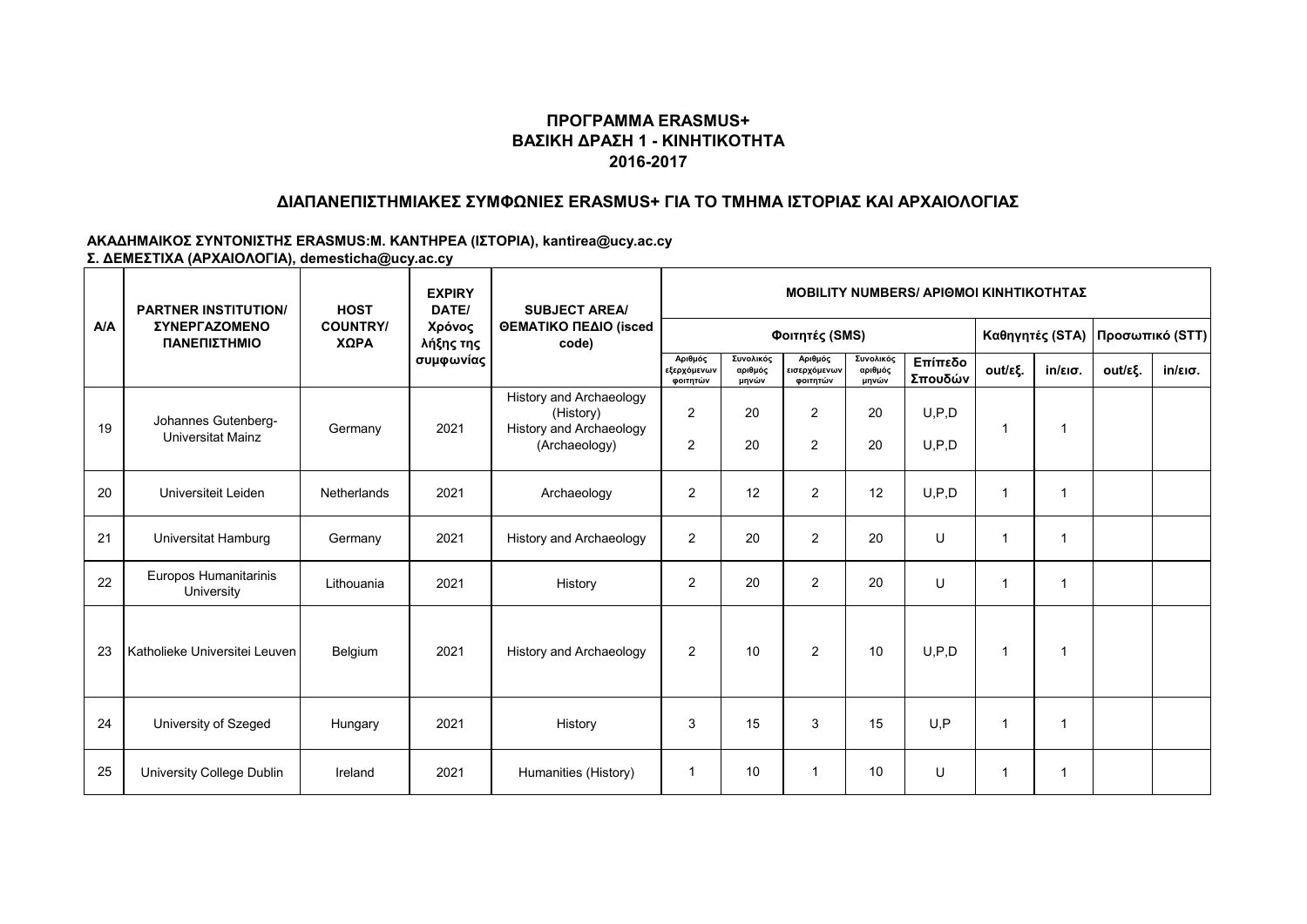# ΠΡΟΓΡΑΜΜΑ ERASMUS+
## ΒΑΣΙΚΗ ΔΡΑΣΗ 1 - ΚΙΝΗΤΙΚΟΤΗΤΑ
## 2016-2017

### ΔΙΑΠΑΝΕΠΙΣΤΗΜΙΑΚΕΣ ΣΥΜΦΩΝΙΕΣ ERASMUS+ ΓΙΑ ΤΟ ΤΜΗΜΑ ΙΣΤΟΡΙΑΣ ΚΑΙ ΑΡΧΑΙΟΛΟΓΙΑΣ

**ΑΚΑΔΗΜΑΙΚΟΣ ΣΥΝΤΟΝΙΣΤΗΣ ERASMUS:Μ. ΚΑΝΤΗΡΕΑ (ΙΣΤΟΡΙΑ), kantirea@ucy.ac.cy**
**Σ. ΔΕΜΕΣΤΙΧΑ (ΑΡΧΑΙΟΛΟΓΙΑ), demesticha@ucy.ac.cy**

| A/A | PARTNER INSTITUTION/ ΣΥΝΕΡΓΑΖΟΜΕΝΟ ΠΑΝΕΠΙΣΤΗΜΙΟ | HOST COUNTRY/ ΧΩΡΑ | EXPIRY DATE/ Χρόνος λήξης της συμφωνίας | SUBJECT AREA/ ΘΕΜΑΤΙΚΟ ΠΕΔΙΟ (isced code) | MOBILITY NUMBERS/ ΑΡΙΘΜΟΙ ΚΙΝΗΤΙΚΟΤΗΤΑΣ | | | | | | | | |
|---|---|---|---|---|---|---|---|---|---|---|---|---|---|
| | | | | | Φοιτητές (SMS) | | | | | Καθηγητές (STA) | | Προσωπικό (STT) | |
| | | | | | Αριθμός εξερχόμενων φοιτητών | Συνολικός αριθμός μηνών | Αριθμός εισερχόμενων φοιτητών | Συνολικός αριθμός μηνών | Επίπεδο Σπουδών | out/εξ. | in/εισ. | out/εξ. | in/εισ. |
| 19 | Johannes Gutenberg-Universitat Mainz | Germany | 2021 | History and Archaeology (History)<br>History and Archaeology (Archaeology) | 2<br>2 | 20<br>20 | 2<br>2 | 20<br>20 | U,P,D<br>U,P,D | 1 | 1 | | |
| 20 | Universiteit Leiden | Netherlands | 2021 | Archaeology | 2 | 12 | 2 | 12 | U,P,D | 1 | 1 | | |
| 21 | Universitat Hamburg | Germany | 2021 | History and Archaeology | 2 | 20 | 2 | 20 | U | 1 | 1 | | |
| 22 | Europos Humanitarinis University | Lithouania | 2021 | History | 2 | 20 | 2 | 20 | U | 1 | 1 | | |
| 23 | Katholieke Universitei Leuven | Belgium | 2021 | History and Archaeology | 2 | 10 | 2 | 10 | U,P,D | 1 | 1 | | |
| 24 | University of Szeged | Hungary | 2021 | History | 3 | 15 | 3 | 15 | U,P | 1 | 1 | | |
| 25 | University College Dublin | Ireland | 2021 | Humanities (History) | 1 | 10 | 1 | 10 | U | 1 | 1 | | |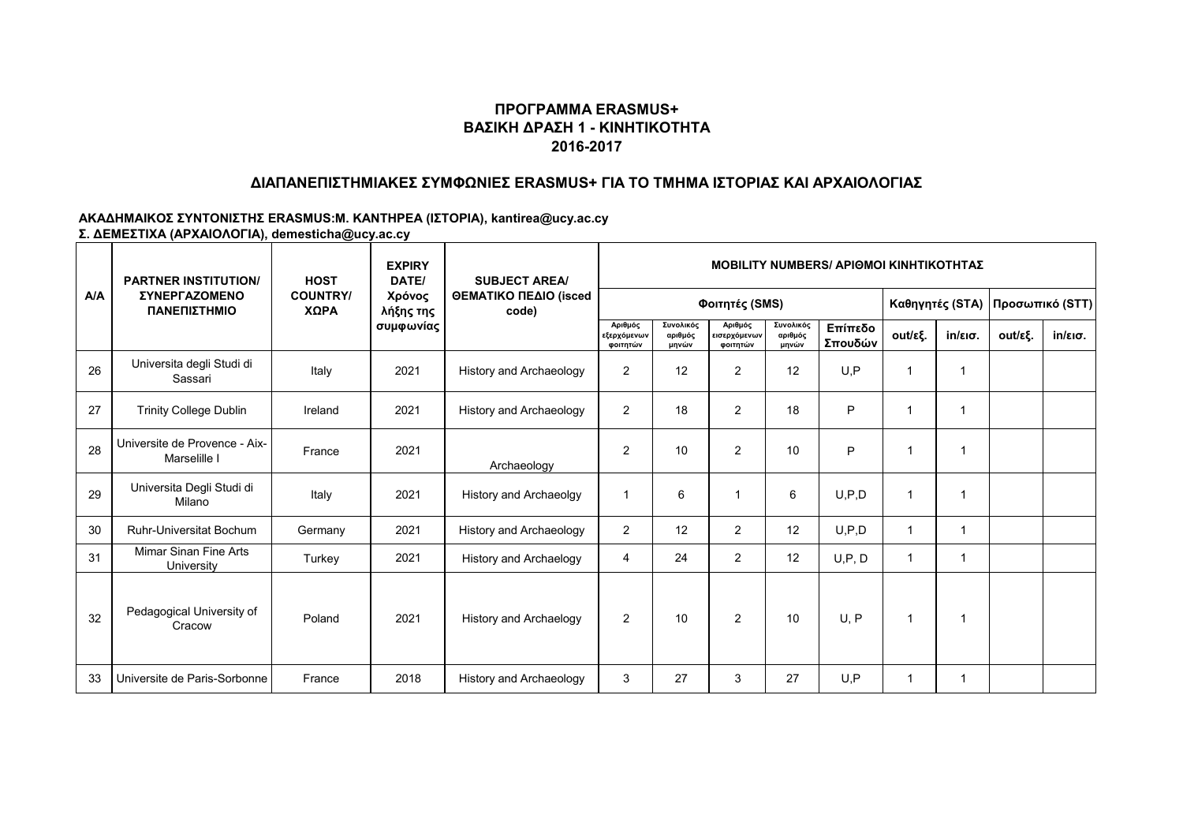# ΠΡΟΓΡΑΜΜΑ ERASMUS+
## ΒΑΣΙΚΗ ΔΡΑΣΗ 1 - ΚΙΝΗΤΙΚΟΤΗΤΑ
## 2016-2017

### ΔΙΑΠΑΝΕΠΙΣΤΗΜΙΑΚΕΣ ΣΥΜΦΩΝΙΕΣ ERASMUS+ ΓΙΑ ΤΟ ΤΜΗΜΑ ΙΣΤΟΡΙΑΣ ΚΑΙ ΑΡΧΑΙΟΛΟΓΙΑΣ

**ΑΚΑΔΗΜΑΙΚΟΣ ΣΥΝΤΟΝΙΣΤΗΣ ERASMUS:Μ. ΚΑΝΤΗΡΕΑ (ΙΣΤΟΡΙΑ), kantirea@ucy.ac.cy**
**Σ. ΔΕΜΕΣΤΙΧΑ (ΑΡΧΑΙΟΛΟΓΙΑ), demesticha@ucy.ac.cy**

| A/A | PARTNER INSTITUTION/ ΣΥΝΕΡΓΑΖΟΜΕΝΟ ΠΑΝΕΠΙΣΤΗΜΙΟ | HOST COUNTRY/ ΧΩΡΑ | EXPIRY DATE/ Χρόνος λήξης της συμφωνίας | SUBJECT AREA/ ΘΕΜΑΤΙΚΟ ΠΕΔΙΟ (isced code) | MOBILITY NUMBERS/ ΑΡΙΘΜΟΙ ΚΙΝΗΤΙΚΟΤΗΤΑΣ | | | | | | | | |
|---|---|---|---|---|---|---|---|---|---|---|---|---|---|
| | | | | | Φοιτητές (SMS) | | | | | Καθηγητές (STA) | | Προσωπικό (STT) | |
| | | | | | Αριθμός εξερχόμενων φοιτητών | Συνολικός αριθμός μηνών | Αριθμός εισερχόμενων φοιτητών | Συνολικός αριθμός μηνών | Επίπεδο Σπουδών | out/εξ. | in/εισ. | out/εξ. | in/εισ. |
| 26 | Universita degli Studi di Sassari | Italy | 2021 | History and Archaeology | 2 | 12 | 2 | 12 | U,P | 1 | 1 | | |
| 27 | Trinity College Dublin | Ireland | 2021 | History and Archaeology | 2 | 18 | 2 | 18 | P | 1 | 1 | | |
| 28 | Universite de Provence - Aix-Marselille I | France | 2021 | Archaeology | 2 | 10 | 2 | 10 | P | 1 | 1 | | |
| 29 | Universita Degli Studi di Milano | Italy | 2021 | History and Archaeolgy | 1 | 6 | 1 | 6 | U,P,D | 1 | 1 | | |
| 30 | Ruhr-Universitat Bochum | Germany | 2021 | History and Archaeology | 2 | 12 | 2 | 12 | U,P,D | 1 | 1 | | |
| 31 | Mimar Sinan Fine Arts University | Turkey | 2021 | History and Archaelogy | 4 | 24 | 2 | 12 | U,P, D | 1 | 1 | | |
| 32 | Pedagogical University of Cracow | Poland | 2021 | History and Archaelogy | 2 | 10 | 2 | 10 | U, P | 1 | 1 | | |
| 33 | Universite de Paris-Sorbonne | France | 2018 | History and Archaeology | 3 | 27 | 3 | 27 | U,P | 1 | 1 | | |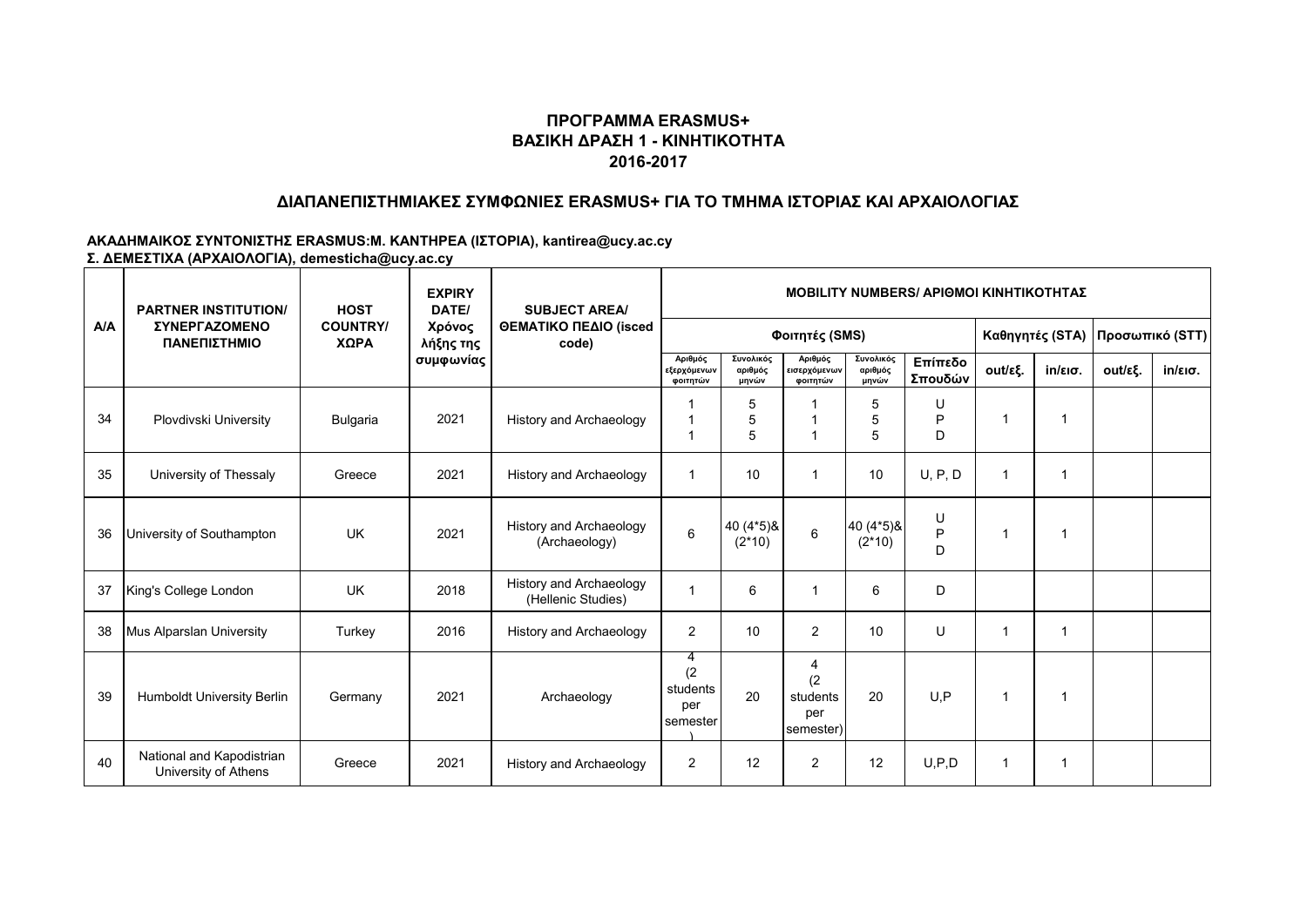**ΠΡΟΓΡΑΜΜΑ ERASMUS+**
**ΒΑΣΙΚΗ ΔΡΑΣΗ 1 - ΚΙΝΗΤΙΚΟΤΗΤΑ**
**2016-2017**

## ΔΙΑΠΑΝΕΠΙΣΤΗΜΙΑΚΕΣ ΣΥΜΦΩΝΙΕΣ ERASMUS+ ΓΙΑ ΤΟ ΤΜΗΜΑ ΙΣΤΟΡΙΑΣ ΚΑΙ ΑΡΧΑΙΟΛΟΓΙΑΣ

**ΑΚΑΔΗΜΑΙΚΟΣ ΣΥΝΤΟΝΙΣΤΗΣ ERASMUS:Μ. ΚΑΝΤΗΡΕΑ (ΙΣΤΟΡΙΑ), kantirea@ucy.ac.cy**
**Σ. ΔΕΜΕΣΤΙΧΑ (ΑΡΧΑΙΟΛΟΓΙΑ), demesticha@ucy.ac.cy**

| A/A | PARTNER INSTITUTION/ ΣΥΝΕΡΓΑΖΟΜΕΝΟ ΠΑΝΕΠΙΣΤΗΜΙΟ | HOST COUNTRY/ ΧΩΡΑ | EXPIRY DATE/ Χρόνος λήξης της συμφωνίας | SUBJECT AREA/ ΘΕΜΑΤΙΚΟ ΠΕΔΙΟ (isced code) | MOBILITY NUMBERS/ ΑΡΙΘΜΟΙ ΚΙΝΗΤΙΚΟΤΗΤΑΣ | | | | | | | | |
|---|---|---|---|---|---|---|---|---|---|---|---|---|---|
| | | | | | Φοιτητές (SMS) | | | | | Καθηγητές (STA) | | Προσωπικό (STT) | |
| | | | | | Αριθμός εξερχόμενων φοιτητών | Συνολικός αριθμός μηνών | Αριθμός εισερχόμενων φοιτητών | Συνολικός αριθμός μηνών | Επίπεδο Σπουδών | out/εξ. | in/εισ. | out/εξ. | in/εισ. |
| 34 | Plovdivski University | Bulgaria | 2021 | History and Archaeology | 1<br>1<br>1 | 5<br>5<br>5 | 1<br>1<br>1 | 5<br>5<br>5 | U<br>P<br>D | 1 | 1 | | |
| 35 | University of Thessaly | Greece | 2021 | History and Archaeology | 1 | 10 | 1 | 10 | U, P, D | 1 | 1 | | |
| 36 | University of Southampton | UK | 2021 | History and Archaeology (Archaeology) | 6 | 40 (4*5)& (2*10) | 6 | 40 (4*5)& (2*10) | U<br>P<br>D | 1 | 1 | | |
| 37 | King's College London | UK | 2018 | History and Archaeology (Hellenic Studies) | 1 | 6 | 1 | 6 | D | | | | |
| 38 | Mus Alparslan University | Turkey | 2016 | History and Archaeology | 2 | 10 | 2 | 10 | U | 1 | 1 | | |
| 39 | Humboldt University Berlin | Germany | 2021 | Archaeology | 4 (2 students per semester) | 20 | 4 (2 students per semester) | 20 | U,P | 1 | 1 | | |
| 40 | National and Kapodistrian University of Athens | Greece | 2021 | History and Archaeology | 2 | 12 | 2 | 12 | U,P,D | 1 | 1 | | |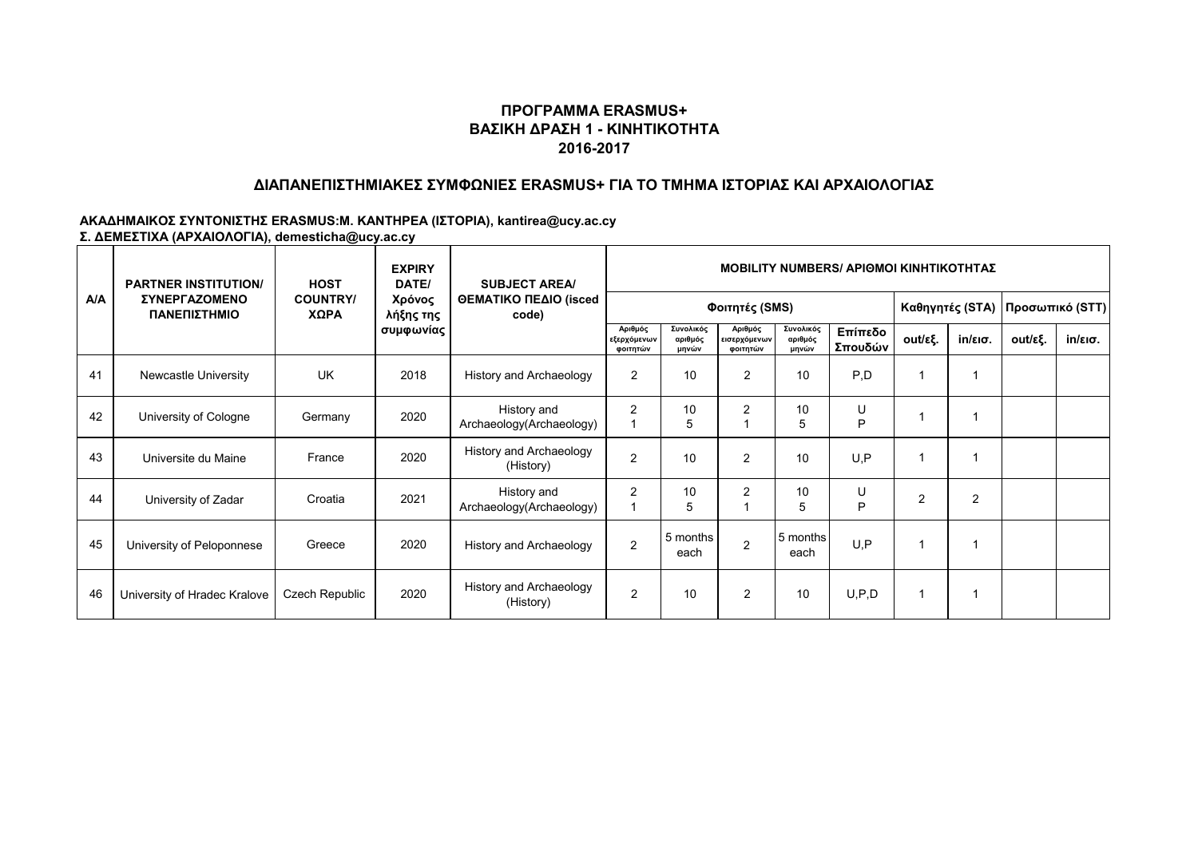**ΠΡΟΓΡΑΜΜΑ ERASMUS+**
**ΒΑΣΙΚΗ ΔΡΑΣΗ 1 - ΚΙΝΗΤΙΚΟΤΗΤΑ**
**2016-2017**

## ΔΙΑΠΑΝΕΠΙΣΤΗΜΙΑΚΕΣ ΣΥΜΦΩΝΙΕΣ ERASMUS+ ΓΙΑ ΤΟ ΤΜΗΜΑ ΙΣΤΟΡΙΑΣ ΚΑΙ ΑΡΧΑΙΟΛΟΓΙΑΣ

**ΑΚΑΔΗΜΑΙΚΟΣ ΣΥΝΤΟΝΙΣΤΗΣ ERASMUS:Μ. ΚΑΝΤΗΡΕΑ (ΙΣΤΟΡΙΑ), kantirea@ucy.ac.cy**
**Σ. ΔΕΜΕΣΤΙΧΑ (ΑΡΧΑΙΟΛΟΓΙΑ), demesticha@ucy.ac.cy**

| A/A | PARTNER INSTITUTION/ ΣΥΝΕΡΓΑΖΟΜΕΝΟ ΠΑΝΕΠΙΣΤΗΜΙΟ | HOST COUNTRY/ ΧΩΡΑ | EXPIRY DATE/ Χρόνος λήξης της συμφωνίας | SUBJECT AREA/ ΘΕΜΑΤΙΚΟ ΠΕΔΙΟ (isced code) | MOBILITY NUMBERS/ ΑΡΙΘΜΟΙ ΚΙΝΗΤΙΚΟΤΗΤΑΣ | | | | | | | | |
|---|---|---|---|---|---|---|---|---|---|---|---|---|---|
| | | | | | Φοιτητές (SMS) | | | | | Καθηγητές (STA) | | Προσωπικό (STT) | |
| | | | | | Αριθμός εξερχόμενων φοιτητών | Συνολικός αριθμός μηνών | Αριθμός εισερχόμενων φοιτητών | Συνολικός αριθμός μηνών | Επίπεδο Σπουδών | out/εξ. | in/εισ. | out/εξ. | in/εισ. |
| 41 | Newcastle University | UK | 2018 | History and Archaeology | 2 | 10 | 2 | 10 | P,D | 1 | 1 | | |
| 42 | University of Cologne | Germany | 2020 | History and Archaeology(Archaeology) | 2<br>1 | 10<br>5 | 2<br>1 | 10<br>5 | U<br>P | 1 | 1 | | |
| 43 | Universite du Maine | France | 2020 | History and Archaeology (History) | 2 | 10 | 2 | 10 | U,P | 1 | 1 | | |
| 44 | University of Zadar | Croatia | 2021 | History and Archaeology(Archaeology) | 2<br>1 | 10<br>5 | 2<br>1 | 10<br>5 | U<br>P | 2 | 2 | | |
| 45 | University of Peloponnese | Greece | 2020 | History and Archaeology | 2 | 5 months each | 2 | 5 months each | U,P | 1 | 1 | | |
| 46 | University of Hradec Kralove | Czech Republic | 2020 | History and Archaeology (History) | 2 | 10 | 2 | 10 | U,P,D | 1 | 1 | | |